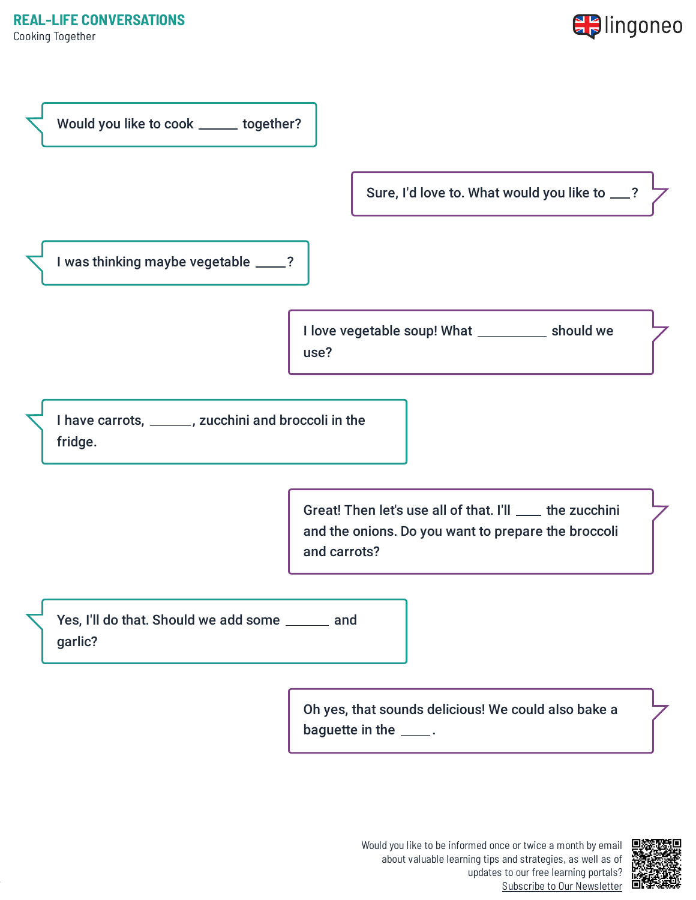# REAL-LIFE CONVERSATIONS

Cooking Together

Would you like to cook _____ together?

Sure, I'd love to. What would you like to ___?

I was thinking maybe vegetable ____?

I love vegetable soup! What __________ should we use?

I have carrots, ______, zucchini and broccoli in the fridge.

Great! Then let's use all of that. I'll ____ the zucchini and the onions. Do you want to prepare the broccoli and carrots?

Yes, I'll do that. Should we add some ______ and garlic?

Oh yes, that sounds delicious! We could also bake a baguette in the ____.

Would you like to be informed once or twice a month by email about valuable learning tips and strategies, as well as of updates to our free learning portals?
Subscribe to Our Newsletter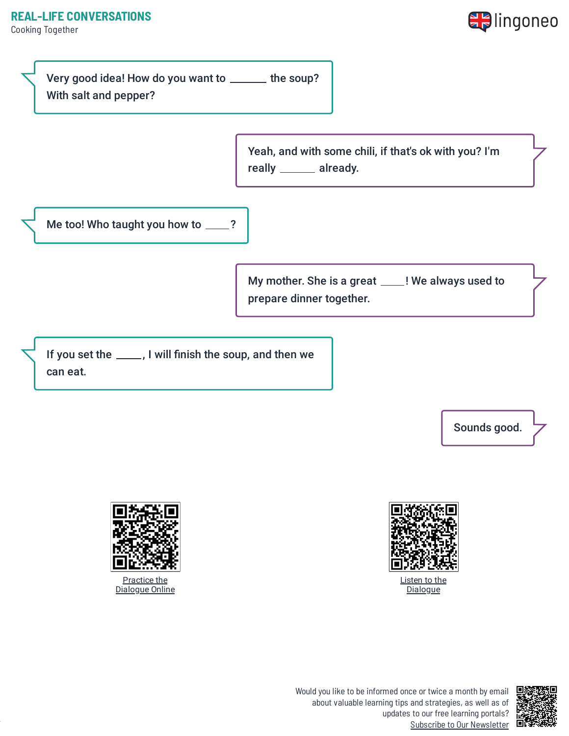Very good idea! How do you want to ______ the soup? With salt and pepper?

Yeah, and with some chili, if that's ok with you? I'm really ______ already.

Me too! Who taught you how to ____?

My mother. She is a great ____! We always used to prepare dinner together.

If you set the _____, I will finish the soup, and then we can eat.

Sounds good.

Practice the Dialogue Online

Listen to the Dialogue

Would you like to be informed once or twice a month by email about valuable learning tips and strategies, as well as of updates to our free learning portals? Subscribe to Our Newsletter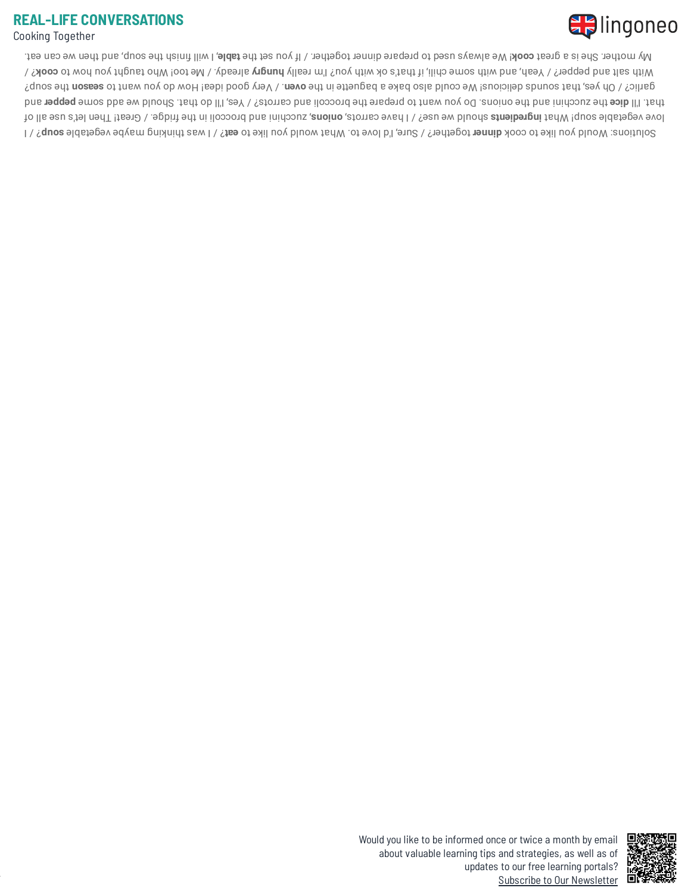Solutions: Would you like to cook **dinner** together? / Sure, I'd love to. What would you like to **eat**? / I was thinking maybe vegetable **soup**? / I love vegetable soup! What **ingredients** should we use? / I have carrots, **onions**, zucchini and broccoli in the fridge. / Great! Then let's use all of that. I'll **dice** the zucchini and the onions. Do you want to prepare the broccoli and carrots? / Yes, I'll do that. Should we add some **pepper** and garlic? / Oh yes, that sounds delicious! We could also bake a baguette in the **oven**. / Very good idea! How do you want to **season** the soup? / With salt and pepper? / Yeah, and with some chili, if that's ok with you? I'm really **hungry** already. / Me too! Who taught you how to **cook**? / My mother. She is a great **cook**! We always used to prepare dinner together. / If you set the **table**, I will finish the soup, and then we can eat.